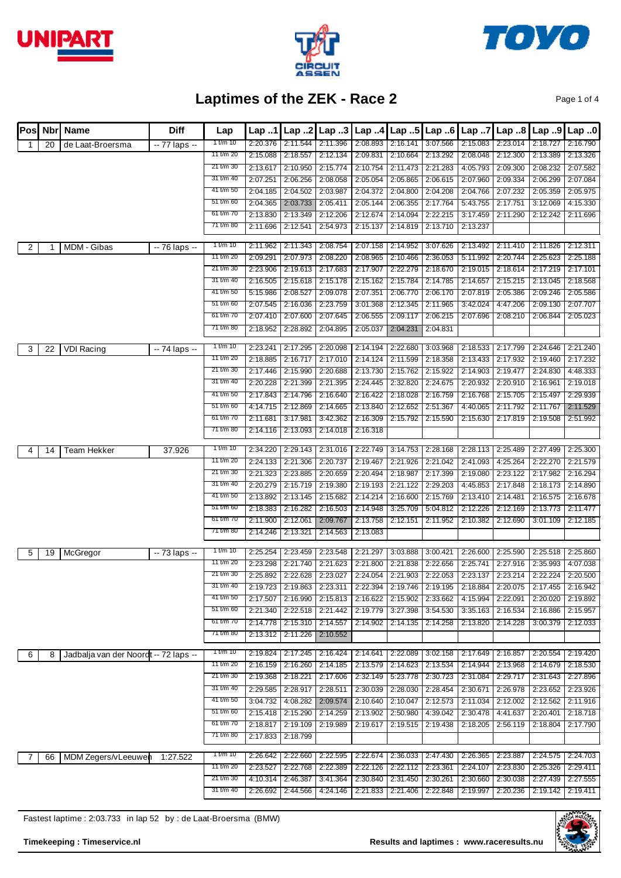# Laptimes of the ZEK - Race 2

| Pos | Nbr | Name | Diff | Lap | Lap ..1 | Lap ..2 | Lap ..3 | Lap ..4 | Lap ..5 | Lap ..6 | Lap ..7 | Lap ..8 | Lap ..9 | Lap ..0 |
|---|---|---|---|---|---|---|---|---|---|---|---|---|---|---|
| 1 | 20 | de Laat-Broersma | -- 77 laps -- | 1 t/m 10 | 2:20.376 | 2:11.544 | 2:11.396 | 2:08.893 | 2:16.141 | 3:07.566 | 2:15.083 | 2:23.014 | 2:18.727 | 2:16.790 |
| | | | | 11 t/m 20 | 2:15.088 | 2:18.557 | 2:12.134 | 2:09.831 | 2:10.664 | 2:13.292 | 2:08.048 | 2:12.300 | 2:13.389 | 2:13.326 |
| | | | | 21 t/m 30 | 2:13.617 | 2:10.950 | 2:15.774 | 2:10.754 | 2:11.473 | 2:21.283 | 4:05.793 | 2:09.300 | 2:08.232 | 2:07.582 |
| | | | | 31 t/m 40 | 2:07.251 | 2:06.256 | 2:08.058 | 2:05.054 | 2:05.865 | 2:06.615 | 2:07.960 | 2:09.334 | 2:06.299 | 2:07.084 |
| | | | | 41 t/m 50 | 2:04.185 | 2:04.502 | 2:03.987 | 2:04.372 | 2:04.800 | 2:04.208 | 2:04.766 | 2:07.232 | 2:05.359 | 2:05.975 |
| | | | | 51 t/m 60 | 2:04.365 | 2:03.733 | 2:05.411 | 2:05.144 | 2:06.355 | 2:17.764 | 5:43.755 | 2:17.751 | 3:12.069 | 4:15.330 |
| | | | | 61 t/m 70 | 2:13.830 | 2:13.349 | 2:12.206 | 2:12.674 | 2:14.094 | 2:22.215 | 3:17.459 | 2:11.290 | 2:12.242 | 2:11.696 |
| | | | | 71 t/m 80 | 2:11.696 | 2:12.541 | 2:54.973 | 2:15.137 | 2:14.819 | 2:13.710 | 2:13.237 | | | |
| 2 | 1 | MDM - Gibas | -- 76 laps -- | 1 t/m 10 | 2:11.962 | 2:11.343 | 2:08.754 | 2:07.158 | 2:14.952 | 3:07.626 | 2:13.492 | 2:11.410 | 2:11.826 | 2:12.311 |
| | | | | 11 t/m 20 | 2:09.291 | 2:07.973 | 2:08.220 | 2:08.965 | 2:10.466 | 2:36.053 | 5:11.992 | 2:20.744 | 2:25.623 | 2:25.188 |
| | | | | 21 t/m 30 | 2:23.906 | 2:19.613 | 2:17.683 | 2:17.907 | 2:22.279 | 2:18.670 | 2:19.015 | 2:18.614 | 2:17.219 | 2:17.101 |
| | | | | 31 t/m 40 | 2:16.505 | 2:15.618 | 2:15.178 | 2:15.162 | 2:15.784 | 2:14.785 | 2:14.657 | 2:15.215 | 2:13.045 | 2:18.568 |
| | | | | 41 t/m 50 | 5:15.986 | 2:08.527 | 2:09.078 | 2:07.351 | 2:06.770 | 2:06.170 | 2:07.819 | 2:05.386 | 2:09.246 | 2:05.586 |
| | | | | 51 t/m 60 | 2:07.545 | 2:16.036 | 2:23.759 | 3:01.368 | 2:12.345 | 2:11.965 | 3:42.024 | 4:47.206 | 2:09.130 | 2:07.707 |
| | | | | 61 t/m 70 | 2:07.410 | 2:07.600 | 2:07.645 | 2:06.555 | 2:09.117 | 2:06.215 | 2:07.696 | 2:08.210 | 2:06.844 | 2:05.023 |
| | | | | 71 t/m 80 | 2:18.952 | 2:28.892 | 2:04.895 | 2:05.037 | 2:04.231 | 2:04.831 | | | | |
| 3 | 22 | VDI Racing | -- 74 laps -- | 1 t/m 10 | 2:23.241 | 2:17.295 | 2:20.098 | 2:14.194 | 2:22.680 | 3:03.968 | 2:18.533 | 2:17.799 | 2:24.646 | 2:21.240 |
| | | | | 11 t/m 20 | 2:18.885 | 2:16.717 | 2:17.010 | 2:14.124 | 2:11.599 | 2:18.358 | 2:13.433 | 2:17.932 | 2:19.460 | 2:17.232 |
| | | | | 21 t/m 30 | 2:17.446 | 2:15.990 | 2:20.688 | 2:13.730 | 2:15.762 | 2:15.922 | 2:14.903 | 2:19.477 | 2:24.830 | 4:48.333 |
| | | | | 31 t/m 40 | 2:20.228 | 2:21.399 | 2:21.395 | 2:24.445 | 2:32.820 | 2:24.675 | 2:20.932 | 2:20.910 | 2:16.961 | 2:19.018 |
| | | | | 41 t/m 50 | 2:17.843 | 2:14.796 | 2:16.640 | 2:16.422 | 2:18.028 | 2:16.759 | 2:16.768 | 2:15.705 | 2:15.497 | 2:29.939 |
| | | | | 51 t/m 60 | 4:14.715 | 2:12.869 | 2:14.665 | 2:13.840 | 2:12.652 | 2:51.367 | 4:40.065 | 2:11.792 | 2:11.767 | 2:11.529 |
| | | | | 61 t/m 70 | 2:11.681 | 3:17.981 | 3:42.362 | 2:16.309 | 2:15.792 | 2:15.590 | 2:15.630 | 2:17.819 | 2:19.508 | 2:51.992 |
| | | | | 71 t/m 80 | 2:14.116 | 2:13.093 | 2:14.018 | 2:16.318 | | | | | | |
| 4 | 14 | Team Hekker | 37.926 | 1 t/m 10 | 2:34.220 | 2:29.143 | 2:31.016 | 2:22.749 | 3:14.753 | 2:28.168 | 2:28.113 | 2:25.489 | 2:27.499 | 2:25.300 |
| | | | | 11 t/m 20 | 2:24.133 | 2:21.306 | 2:20.737 | 2:19.467 | 2:21.926 | 2:21.042 | 2:41.093 | 4:25.264 | 2:22.270 | 2:21.579 |
| | | | | 21 t/m 30 | 2:21.323 | 2:23.885 | 2:20.659 | 2:20.494 | 2:18.987 | 2:17.399 | 2:19.080 | 2:23.122 | 2:17.982 | 2:16.294 |
| | | | | 31 t/m 40 | 2:20.279 | 2:15.719 | 2:19.380 | 2:19.193 | 2:21.122 | 2:29.203 | 4:45.853 | 2:17.848 | 2:18.173 | 2:14.890 |
| | | | | 41 t/m 50 | 2:13.892 | 2:13.145 | 2:15.682 | 2:14.214 | 2:16.600 | 2:15.769 | 2:13.410 | 2:14.481 | 2:16.575 | 2:16.678 |
| | | | | 51 t/m 60 | 2:18.383 | 2:16.282 | 2:16.503 | 2:14.948 | 3:25.709 | 5:04.812 | 2:12.226 | 2:12.169 | 2:13.773 | 2:11.477 |
| | | | | 61 t/m 70 | 2:11.900 | 2:12.061 | 2:09.767 | 2:13.758 | 2:12.151 | 2:11.952 | 2:10.382 | 2:12.690 | 3:01.109 | 2:12.185 |
| | | | | 71 t/m 80 | 2:14.246 | 2:13.321 | 2:14.563 | 2:13.083 | | | | | | |
| 5 | 19 | McGregor | -- 73 laps -- | 1 t/m 10 | 2:25.254 | 2:23.459 | 2:23.548 | 2:21.297 | 3:03.888 | 3:00.421 | 2:26.600 | 2:25.590 | 2:25.518 | 2:25.860 |
| | | | | 11 t/m 20 | 2:23.298 | 2:21.740 | 2:21.623 | 2:21.800 | 2:21.838 | 2:22.656 | 2:25.741 | 2:27.916 | 2:35.993 | 4:07.038 |
| | | | | 21 t/m 30 | 2:25.892 | 2:22.628 | 2:23.027 | 2:24.054 | 2:21.903 | 2:22.053 | 2:23.137 | 2:23.214 | 2:22.224 | 2:20.500 |
| | | | | 31 t/m 40 | 2:19.723 | 2:19.863 | 2:23.311 | 2:22.394 | 2:19.746 | 2:19.195 | 2:18.884 | 2:20.075 | 2:17.455 | 2:16.942 |
| | | | | 41 t/m 50 | 2:17.507 | 2:16.990 | 2:15.813 | 2:16.622 | 2:15.902 | 2:33.662 | 4:15.994 | 2:22.091 | 2:20.020 | 2:19.892 |
| | | | | 51 t/m 60 | 2:21.340 | 2:22.518 | 2:21.442 | 2:19.779 | 3:27.398 | 3:54.530 | 3:35.163 | 2:16.534 | 2:16.886 | 2:15.957 |
| | | | | 61 t/m 70 | 2:14.778 | 2:15.310 | 2:14.557 | 2:14.902 | 2:14.135 | 2:14.258 | 2:13.820 | 2:14.228 | 3:00.379 | 2:12.033 |
| | | | | 71 t/m 80 | 2:13.312 | 2:11.226 | 2:10.552 | | | | | | | |
| 6 | 8 | Jadbalja van der Noordt | -- 72 laps -- | 1 t/m 10 | 2:19.824 | 2:17.245 | 2:16.424 | 2:14.641 | 2:22.089 | 3:02.158 | 2:17.649 | 2:16.857 | 2:20.554 | 2:19.420 |
| | | | | 11 t/m 20 | 2:16.159 | 2:16.260 | 2:14.185 | 2:13.579 | 2:14.623 | 2:13.534 | 2:14.944 | 2:13.968 | 2:14.679 | 2:18.530 |
| | | | | 21 t/m 30 | 2:19.368 | 2:18.221 | 2:17.606 | 2:32.149 | 5:23.778 | 2:30.723 | 2:31.084 | 2:29.717 | 2:31.643 | 2:27.896 |
| | | | | 31 t/m 40 | 2:29.585 | 2:28.917 | 2:28.511 | 2:30.039 | 2:28.030 | 2:28.454 | 2:30.671 | 2:26.978 | 2:23.652 | 2:23.926 |
| | | | | 41 t/m 50 | 3:04.732 | 4:08.282 | 2:09.574 | 2:10.640 | 2:10.047 | 2:12.573 | 2:11.034 | 2:12.002 | 2:12.562 | 2:11.916 |
| | | | | 51 t/m 60 | 2:15.418 | 2:15.290 | 2:14.259 | 2:13.902 | 2:50.980 | 4:39.042 | 2:30.478 | 4:41.637 | 2:20.401 | 2:18.718 |
| | | | | 61 t/m 70 | 2:18.817 | 2:19.109 | 2:19.989 | 2:19.617 | 2:19.515 | 2:19.438 | 2:18.205 | 2:56.119 | 2:18.804 | 2:17.790 |
| | | | | 71 t/m 80 | 2:17.833 | 2:18.799 | | | | | | | | |
| 7 | 66 | MDM Zegers/vLeeuwen | 1:27.522 | 1 t/m 10 | 2:26.642 | 2:22.660 | 2:22.595 | 2:22.674 | 2:36.033 | 2:47.430 | 2:26.365 | 2:23.887 | 2:24.575 | 2:24.703 |
| | | | | 11 t/m 20 | 2:23.527 | 2:22.768 | 2:22.389 | 2:22.126 | 2:22.112 | 2:23.361 | 2:24.107 | 2:23.830 | 2:25.326 | 2:29.411 |
| | | | | 21 t/m 30 | 4:10.314 | 2:46.387 | 3:41.364 | 2:30.840 | 2:31.450 | 2:30.261 | 2:30.660 | 2:30.038 | 2:27.439 | 2:27.555 |
| | | | | 31 t/m 40 | 2:26.692 | 2:44.566 | 4:24.146 | 2:21.833 | 2:21.406 | 2:22.848 | 2:19.997 | 2:20.236 | 2:19.142 | 2:19.411 |

Fastest laptime : 2:03.733 in lap 52 by : de Laat-Broersma (BMW)

**Timekeeping : Timeservice.nl** **Results and laptimes : www.raceresults.nu**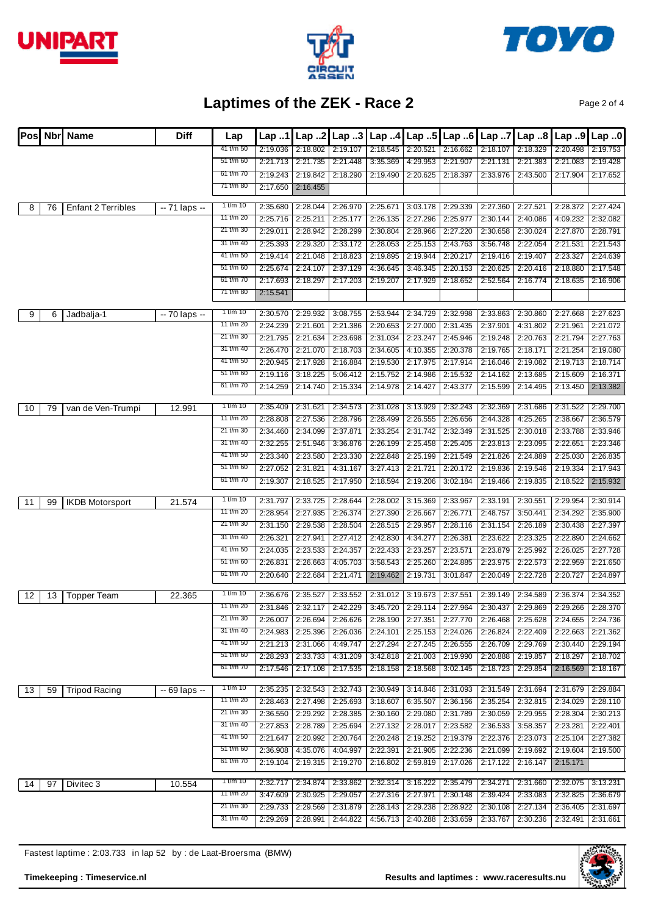# Laptimes of the ZEK - Race 2

| Pos | Nbr | Name | Diff | Lap | Lap ..1 | Lap ..2 | Lap ..3 | Lap ..4 | Lap ..5 | Lap ..6 | Lap ..7 | Lap ..8 | Lap ..9 | Lap ..0 |
|---|---|---|---|---|---|---|---|---|---|---|---|---|---|---|
| | | | | 41 t/m 50 | 2:19.036 | 2:18.802 | 2:19.107 | 2:18.545 | 2:20.521 | 2:16.662 | 2:18.107 | 2:18.329 | 2:20.498 | 2:19.753 |
| | | | | 51 t/m 60 | 2:21.713 | 2:21.735 | 2:21.448 | 3:35.369 | 4:29.953 | 2:21.907 | 2:21.131 | 2:21.383 | 2:21.083 | 2:19.428 |
| | | | | 61 t/m 70 | 2:19.243 | 2:19.842 | 2:18.290 | 2:19.490 | 2:20.625 | 2:18.397 | 2:33.976 | 2:43.500 | 2:17.904 | 2:17.652 |
| | | | | 71 t/m 80 | 2:17.650 | 2:16.455 | | | | | | | | |
| 8 | 76 | Enfant 2 Terribles | -- 71 laps -- | 1 t/m 10 | 2:35.680 | 2:28.044 | 2:26.970 | 2:25.671 | 3:03.178 | 2:29.339 | 2:27.360 | 2:27.521 | 2:28.372 | 2:27.424 |
| | | | | 11 t/m 20 | 2:25.716 | 2:25.211 | 2:25.177 | 2:26.135 | 2:27.296 | 2:25.977 | 2:30.144 | 2:40.086 | 4:09.232 | 2:32.082 |
| | | | | 21 t/m 30 | 2:29.011 | 2:28.942 | 2:28.299 | 2:30.804 | 2:28.966 | 2:27.220 | 2:30.658 | 2:30.024 | 2:27.870 | 2:28.791 |
| | | | | 31 t/m 40 | 2:25.393 | 2:29.320 | 2:33.172 | 2:28.053 | 2:25.153 | 2:43.763 | 3:56.748 | 2:22.054 | 2:21.531 | 2:21.543 |
| | | | | 41 t/m 50 | 2:19.414 | 2:21.048 | 2:18.823 | 2:19.895 | 2:19.944 | 2:20.217 | 2:19.416 | 2:19.407 | 2:23.327 | 2:24.639 |
| | | | | 51 t/m 60 | 2:25.674 | 2:24.107 | 2:37.129 | 4:36.645 | 3:46.345 | 2:20.153 | 2:20.625 | 2:20.416 | 2:18.880 | 2:17.548 |
| | | | | 61 t/m 70 | 2:17.693 | 2:18.297 | 2:17.203 | 2:19.207 | 2:17.929 | 2:18.652 | 2:52.564 | 2:16.774 | 2:18.635 | 2:16.906 |
| | | | | 71 t/m 80 | 2:15.541 | | | | | | | | | |
| 9 | 6 | Jadbalja-1 | -- 70 laps -- | 1 t/m 10 | 2:30.570 | 2:29.932 | 3:08.755 | 2:53.944 | 2:34.729 | 2:32.998 | 2:33.863 | 2:30.860 | 2:27.668 | 2:27.623 |
| | | | | 11 t/m 20 | 2:24.239 | 2:21.601 | 2:21.386 | 2:20.653 | 2:27.000 | 2:31.435 | 2:37.901 | 4:31.802 | 2:21.961 | 2:21.072 |
| | | | | 21 t/m 30 | 2:21.795 | 2:21.634 | 2:23.698 | 2:31.034 | 2:23.247 | 2:45.946 | 2:19.248 | 2:20.763 | 2:21.794 | 2:27.763 |
| | | | | 31 t/m 40 | 2:26.470 | 2:21.070 | 2:18.703 | 2:34.605 | 4:10.355 | 2:20.378 | 2:19.765 | 2:18.171 | 2:21.254 | 2:19.080 |
| | | | | 41 t/m 50 | 2:20.945 | 2:17.928 | 2:16.884 | 2:19.530 | 2:17.975 | 2:17.914 | 2:16.046 | 2:19.082 | 2:19.713 | 2:18.714 |
| | | | | 51 t/m 60 | 2:19.116 | 3:18.225 | 5:06.412 | 2:15.752 | 2:14.986 | 2:15.532 | 2:14.162 | 2:13.685 | 2:15.609 | 2:16.371 |
| | | | | 61 t/m 70 | 2:14.259 | 2:14.740 | 2:15.334 | 2:14.978 | 2:14.427 | 2:43.377 | 2:15.599 | 2:14.495 | 2:13.450 | 2:13.382 |
| 10 | 79 | van de Ven-Trumpi | 12.991 | 1 t/m 10 | 2:35.409 | 2:31.621 | 2:34.573 | 2:31.028 | 3:13.929 | 2:32.243 | 2:32.369 | 2:31.686 | 2:31.522 | 2:29.700 |
| | | | | 11 t/m 20 | 2:28.808 | 2:27.536 | 2:28.796 | 2:28.499 | 2:26.555 | 2:26.656 | 2:44.328 | 4:25.265 | 2:38.667 | 2:36.579 |
| | | | | 21 t/m 30 | 2:34.460 | 2:34.099 | 2:37.871 | 2:33.254 | 2:31.742 | 2:32.349 | 2:31.525 | 2:30.018 | 2:33.788 | 2:33.946 |
| | | | | 31 t/m 40 | 2:32.255 | 2:51.946 | 3:36.876 | 2:26.199 | 2:25.458 | 2:25.405 | 2:23.813 | 2:23.095 | 2:22.651 | 2:23.346 |
| | | | | 41 t/m 50 | 2:23.340 | 2:23.580 | 2:23.330 | 2:22.848 | 2:25.199 | 2:21.549 | 2:21.826 | 2:24.889 | 2:25.030 | 2:26.835 |
| | | | | 51 t/m 60 | 2:27.052 | 2:31.821 | 4:31.167 | 3:27.413 | 2:21.721 | 2:20.172 | 2:19.836 | 2:19.546 | 2:19.334 | 2:17.943 |
| | | | | 61 t/m 70 | 2:19.307 | 2:18.525 | 2:17.950 | 2:18.594 | 2:19.206 | 3:02.184 | 2:19.466 | 2:19.835 | 2:18.522 | 2:15.932 |
| 11 | 99 | IKDB Motorsport | 21.574 | 1 t/m 10 | 2:31.797 | 2:33.725 | 2:28.644 | 2:28.002 | 3:15.369 | 2:33.967 | 2:33.191 | 2:30.551 | 2:29.954 | 2:30.914 |
| | | | | 11 t/m 20 | 2:28.954 | 2:27.935 | 2:26.374 | 2:27.390 | 2:26.667 | 2:26.771 | 2:48.757 | 3:50.441 | 2:34.292 | 2:35.900 |
| | | | | 21 t/m 30 | 2:31.150 | 2:29.538 | 2:28.504 | 2:28.515 | 2:29.957 | 2:28.116 | 2:31.154 | 2:26.189 | 2:30.438 | 2:27.397 |
| | | | | 31 t/m 40 | 2:26.321 | 2:27.941 | 2:27.412 | 2:42.830 | 4:34.277 | 2:26.381 | 2:23.622 | 2:23.325 | 2:22.890 | 2:24.662 |
| | | | | 41 t/m 50 | 2:24.035 | 2:23.533 | 2:24.357 | 2:22.433 | 2:23.257 | 2:23.571 | 2:23.879 | 2:25.992 | 2:26.025 | 2:27.728 |
| | | | | 51 t/m 60 | 2:26.831 | 2:26.663 | 4:05.703 | 3:58.543 | 2:25.260 | 2:24.885 | 2:23.975 | 2:22.573 | 2:22.959 | 2:21.650 |
| | | | | 61 t/m 70 | 2:20.640 | 2:22.684 | 2:21.471 | 2:19.462 | 2:19.731 | 3:01.847 | 2:20.049 | 2:22.728 | 2:20.727 | 2:24.897 |
| 12 | 13 | Topper Team | 22.365 | 1 t/m 10 | 2:36.676 | 2:35.527 | 2:33.552 | 2:31.012 | 3:19.673 | 2:37.551 | 2:39.149 | 2:34.589 | 2:36.374 | 2:34.352 |
| | | | | 11 t/m 20 | 2:31.846 | 2:32.117 | 2:42.229 | 3:45.720 | 2:29.114 | 2:27.964 | 2:30.437 | 2:29.869 | 2:29.266 | 2:28.370 |
| | | | | 21 t/m 30 | 2:26.007 | 2:26.694 | 2:26.626 | 2:28.190 | 2:27.351 | 2:27.770 | 2:26.468 | 2:25.628 | 2:24.655 | 2:24.736 |
| | | | | 31 t/m 40 | 2:24.983 | 2:25.396 | 2:26.036 | 2:24.101 | 2:25.153 | 2:24.026 | 2:26.824 | 2:22.409 | 2:22.663 | 2:21.362 |
| | | | | 41 t/m 50 | 2:21.213 | 2:31.066 | 4:49.747 | 2:27.294 | 2:27.245 | 2:26.555 | 2:26.709 | 2:29.769 | 2:30.440 | 2:29.194 |
| | | | | 51 t/m 60 | 2:28.293 | 2:33.733 | 4:31.209 | 3:42.818 | 2:21.003 | 2:19.990 | 2:20.888 | 2:19.857 | 2:18.297 | 2:18.702 |
| | | | | 61 t/m 70 | 2:17.546 | 2:17.108 | 2:17.535 | 2:18.158 | 2:18.568 | 3:02.145 | 2:18.723 | 2:29.854 | 2:16.569 | 2:18.167 |
| 13 | 59 | Tripod Racing | -- 69 laps -- | 1 t/m 10 | 2:35.235 | 2:32.543 | 2:32.743 | 2:30.949 | 3:14.846 | 2:31.093 | 2:31.549 | 2:31.694 | 2:31.679 | 2:29.884 |
| | | | | 11 t/m 20 | 2:28.463 | 2:27.498 | 2:25.693 | 3:18.607 | 6:35.507 | 2:36.156 | 2:35.254 | 2:32.815 | 2:34.029 | 2:28.110 |
| | | | | 21 t/m 30 | 2:36.550 | 2:29.292 | 2:28.385 | 2:30.160 | 2:29.080 | 2:31.789 | 2:30.059 | 2:29.955 | 2:28.304 | 2:30.213 |
| | | | | 31 t/m 40 | 2:27.853 | 2:28.789 | 2:25.694 | 2:27.132 | 2:28.017 | 2:23.582 | 2:36.533 | 3:58.357 | 2:23.281 | 2:22.401 |
| | | | | 41 t/m 50 | 2:21.647 | 2:20.992 | 2:20.764 | 2:20.248 | 2:19.252 | 2:19.379 | 2:22.376 | 2:23.073 | 2:25.104 | 2:27.382 |
| | | | | 51 t/m 60 | 2:36.908 | 4:35.076 | 4:04.997 | 2:22.391 | 2:21.905 | 2:22.236 | 2:21.099 | 2:19.692 | 2:19.604 | 2:19.500 |
| | | | | 61 t/m 70 | 2:19.104 | 2:19.315 | 2:19.270 | 2:16.802 | 2:59.819 | 2:17.026 | 2:17.122 | 2:16.147 | 2:15.171 | |
| 14 | 97 | Divitec 3 | 10.554 | 1 t/m 10 | 2:32.717 | 2:34.874 | 2:33.862 | 2:32.314 | 3:16.222 | 2:35.479 | 2:34.271 | 2:31.660 | 2:32.075 | 3:13.231 |
| | | | | 11 t/m 20 | 3:47.609 | 2:30.925 | 2:29.057 | 2:27.316 | 2:27.971 | 2:30.148 | 2:39.424 | 2:33.083 | 2:32.825 | 2:36.679 |
| | | | | 21 t/m 30 | 2:29.733 | 2:29.569 | 2:31.879 | 2:28.143 | 2:29.238 | 2:28.922 | 2:30.108 | 2:27.134 | 2:36.405 | 2:31.697 |
| | | | | 31 t/m 40 | 2:29.269 | 2:28.991 | 2:44.822 | 4:56.713 | 2:40.288 | 2:33.659 | 2:33.767 | 2:30.236 | 2:32.491 | 2:31.661 |

Fastest laptime : 2:03.733 in lap 52 by : de Laat-Broersma (BMW)

**Timekeeping : Timeservice.nl** **Results and laptimes : www.raceresults.nu**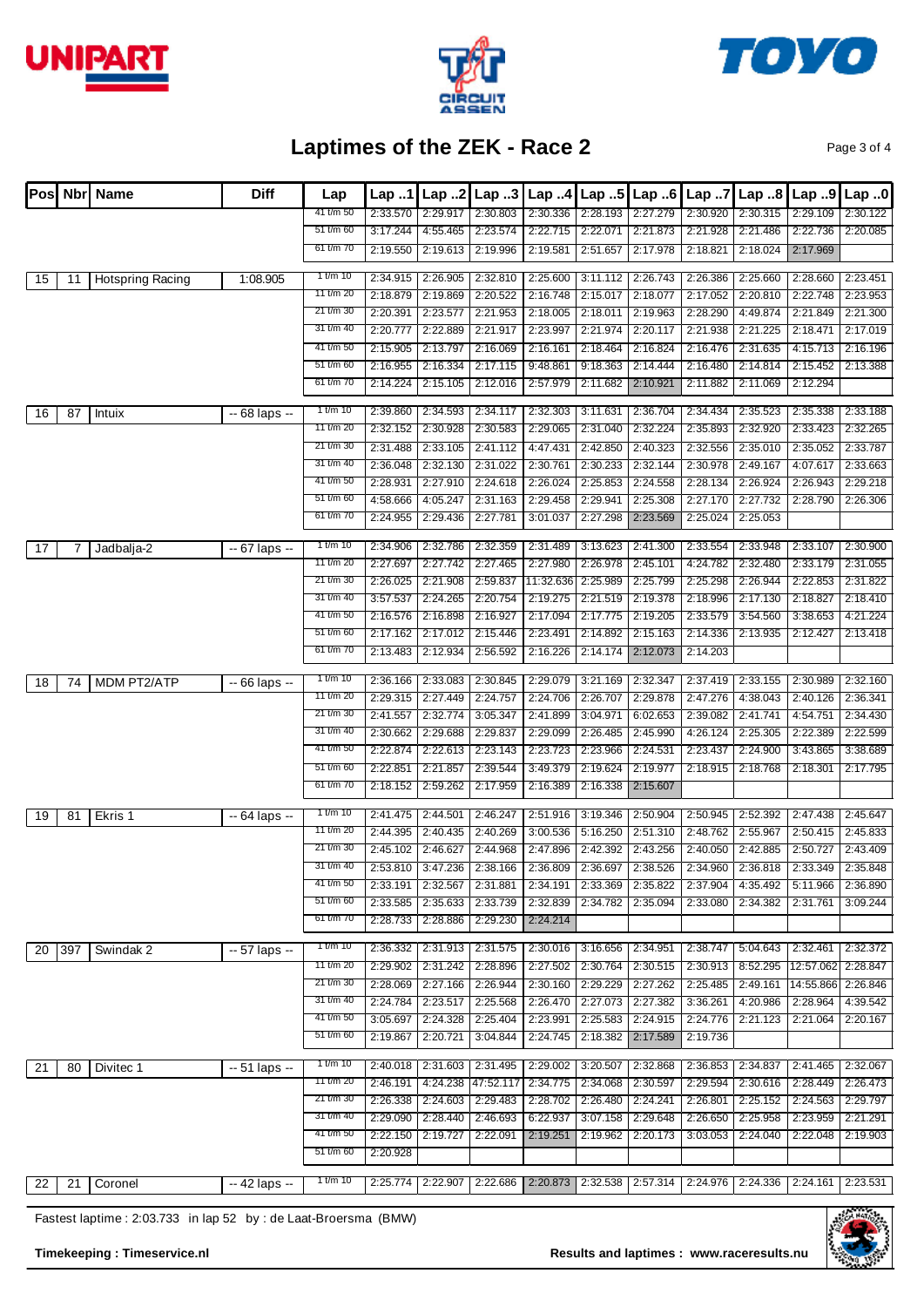# Laptimes of the ZEK - Race 2

| Pos | Nbr | Name | Diff | Lap | Lap ..1 | Lap ..2 | Lap ..3 | Lap ..4 | Lap ..5 | Lap ..6 | Lap ..7 | Lap ..8 | Lap ..9 | Lap ..0 |
|---|---|---|---|---|---|---|---|---|---|---|---|---|---|---|
| | | | | 41 t/m 50 | 2:33.570 | 2:29.917 | 2:30.803 | 2:30.336 | 2:28.193 | 2:27.279 | 2:30.920 | 2:30.315 | 2:29.109 | 2:30.122 |
| | | | | 51 t/m 60 | 3:17.244 | 4:55.465 | 2:23.574 | 2:22.715 | 2:22.071 | 2:21.873 | 2:21.928 | 2:21.486 | 2:22.736 | 2:20.085 |
| | | | | 61 t/m 70 | 2:19.550 | 2:19.613 | 2:19.996 | 2:19.581 | 2:51.657 | 2:17.978 | 2:18.821 | 2:18.024 | 2:17.969 | |
| 15 | 11 | Hotspring Racing | 1:08.905 | 1 t/m 10 | 2:34.915 | 2:26.905 | 2:32.810 | 2:25.600 | 3:11.112 | 2:26.743 | 2:26.386 | 2:25.660 | 2:28.660 | 2:23.451 |
| | | | | 11 t/m 20 | 2:18.879 | 2:19.869 | 2:20.522 | 2:16.748 | 2:15.017 | 2:18.077 | 2:17.052 | 2:20.810 | 2:22.748 | 2:23.953 |
| | | | | 21 t/m 30 | 2:20.391 | 2:23.577 | 2:21.953 | 2:18.005 | 2:18.011 | 2:19.963 | 2:28.290 | 4:49.874 | 2:21.849 | 2:21.300 |
| | | | | 31 t/m 40 | 2:20.777 | 2:22.889 | 2:21.917 | 2:23.997 | 2:21.974 | 2:20.117 | 2:21.938 | 2:21.225 | 2:18.471 | 2:17.019 |
| | | | | 41 t/m 50 | 2:15.905 | 2:13.797 | 2:16.069 | 2:16.161 | 2:18.464 | 2:16.824 | 2:16.476 | 2:31.635 | 4:15.713 | 2:16.196 |
| | | | | 51 t/m 60 | 2:16.955 | 2:16.334 | 2:17.115 | 9:48.861 | 9:18.363 | 2:14.444 | 2:16.480 | 2:14.814 | 2:15.452 | 2:13.388 |
| | | | | 61 t/m 70 | 2:14.224 | 2:15.105 | 2:12.016 | 2:57.979 | 2:11.682 | 2:10.921 | 2:11.882 | 2:11.069 | 2:12.294 | |
| 16 | 87 | Intuix | -- 68 laps -- | 1 t/m 10 | 2:39.860 | 2:34.593 | 2:34.117 | 2:32.303 | 3:11.631 | 2:36.704 | 2:34.434 | 2:35.523 | 2:35.338 | 2:33.188 |
| | | | | 11 t/m 20 | 2:32.152 | 2:30.928 | 2:30.583 | 2:29.065 | 2:31.040 | 2:32.224 | 2:35.893 | 2:32.920 | 2:33.423 | 2:32.265 |
| | | | | 21 t/m 30 | 2:31.488 | 2:33.105 | 2:41.112 | 4:47.431 | 2:42.850 | 2:40.323 | 2:32.556 | 2:35.010 | 2:35.052 | 2:33.787 |
| | | | | 31 t/m 40 | 2:36.048 | 2:32.130 | 2:31.022 | 2:30.761 | 2:30.233 | 2:32.144 | 2:30.978 | 2:49.167 | 4:07.617 | 2:33.663 |
| | | | | 41 t/m 50 | 2:28.931 | 2:27.910 | 2:24.618 | 2:26.024 | 2:25.853 | 2:24.558 | 2:28.134 | 2:26.924 | 2:26.943 | 2:29.218 |
| | | | | 51 t/m 60 | 4:58.666 | 4:05.247 | 2:31.163 | 2:29.458 | 2:29.941 | 2:25.308 | 2:27.170 | 2:27.732 | 2:28.790 | 2:26.306 |
| | | | | 61 t/m 70 | 2:24.955 | 2:29.436 | 2:27.781 | 3:01.037 | 2:27.298 | 2:23.569 | 2:25.024 | 2:25.053 | | |
| 17 | 7 | Jadbalja-2 | -- 67 laps -- | 1 t/m 10 | 2:34.906 | 2:32.786 | 2:32.359 | 2:31.489 | 3:13.623 | 2:41.300 | 2:33.554 | 2:33.948 | 2:33.107 | 2:30.900 |
| | | | | 11 t/m 20 | 2:27.697 | 2:27.742 | 2:27.465 | 2:27.980 | 2:26.978 | 2:45.101 | 4:24.782 | 2:32.480 | 2:33.179 | 2:31.055 |
| | | | | 21 t/m 30 | 2:26.025 | 2:21.908 | 2:59.837 | 11:32.636 | 2:25.989 | 2:25.799 | 2:25.298 | 2:26.944 | 2:22.853 | 2:31.822 |
| | | | | 31 t/m 40 | 3:57.537 | 2:24.265 | 2:20.754 | 2:19.275 | 2:21.519 | 2:19.378 | 2:18.996 | 2:17.130 | 2:18.827 | 2:18.410 |
| | | | | 41 t/m 50 | 2:16.576 | 2:16.898 | 2:16.927 | 2:17.094 | 2:17.775 | 2:19.205 | 2:33.579 | 3:54.560 | 3:38.653 | 4:21.224 |
| | | | | 51 t/m 60 | 2:17.162 | 2:17.012 | 2:15.446 | 2:23.491 | 2:14.892 | 2:15.163 | 2:14.336 | 2:13.935 | 2:12.427 | 2:13.418 |
| | | | | 61 t/m 70 | 2:13.483 | 2:12.934 | 2:56.592 | 2:16.226 | 2:14.174 | 2:12.073 | 2:14.203 | | | |
| 18 | 74 | MDM PT2/ATP | -- 66 laps -- | 1 t/m 10 | 2:36.166 | 2:33.083 | 2:30.845 | 2:29.079 | 3:21.169 | 2:32.347 | 2:37.419 | 2:33.155 | 2:30.989 | 2:32.160 |
| | | | | 11 t/m 20 | 2:29.315 | 2:27.449 | 2:24.757 | 2:24.706 | 2:26.707 | 2:29.878 | 2:47.276 | 4:38.043 | 2:40.126 | 2:36.341 |
| | | | | 21 t/m 30 | 2:41.557 | 2:32.774 | 3:05.347 | 2:41.899 | 3:04.971 | 6:02.653 | 2:39.082 | 2:41.741 | 4:54.751 | 2:34.430 |
| | | | | 31 t/m 40 | 2:30.662 | 2:29.688 | 2:29.837 | 2:29.099 | 2:26.485 | 2:45.990 | 4:26.124 | 2:25.305 | 2:22.389 | 2:22.599 |
| | | | | 41 t/m 50 | 2:22.874 | 2:22.613 | 2:23.143 | 2:23.723 | 2:23.966 | 2:24.531 | 2:23.437 | 2:24.900 | 3:43.865 | 3:38.689 |
| | | | | 51 t/m 60 | 2:22.851 | 2:21.857 | 2:39.544 | 3:49.379 | 2:19.624 | 2:19.977 | 2:18.915 | 2:18.768 | 2:18.301 | 2:17.795 |
| | | | | 61 t/m 70 | 2:18.152 | 2:59.262 | 2:17.959 | 2:16.389 | 2:16.338 | 2:15.607 | | | | |
| 19 | 81 | Ekris 1 | -- 64 laps -- | 1 t/m 10 | 2:41.475 | 2:44.501 | 2:46.247 | 2:51.916 | 3:19.346 | 2:50.904 | 2:50.945 | 2:52.392 | 2:47.438 | 2:45.647 |
| | | | | 11 t/m 20 | 2:44.395 | 2:40.435 | 2:40.269 | 3:00.536 | 5:16.250 | 2:51.310 | 2:48.762 | 2:55.967 | 2:50.415 | 2:45.833 |
| | | | | 21 t/m 30 | 2:45.102 | 2:46.627 | 2:44.968 | 2:47.896 | 2:42.392 | 2:43.256 | 2:40.050 | 2:42.885 | 2:50.727 | 2:43.409 |
| | | | | 31 t/m 40 | 2:53.810 | 3:47.236 | 2:38.166 | 2:36.809 | 2:36.697 | 2:38.526 | 2:34.960 | 2:36.818 | 2:33.349 | 2:35.848 |
| | | | | 41 t/m 50 | 2:33.191 | 2:32.567 | 2:31.881 | 2:34.191 | 2:33.369 | 2:35.822 | 2:37.904 | 4:35.492 | 5:11.966 | 2:36.890 |
| | | | | 51 t/m 60 | 2:33.585 | 2:35.633 | 2:33.739 | 2:32.839 | 2:34.782 | 2:35.094 | 2:33.080 | 2:34.382 | 2:31.761 | 3:09.244 |
| | | | | 61 t/m 70 | 2:28.733 | 2:28.886 | 2:29.230 | 2:24.214 | | | | | | |
| 20 | 397 | Swindak 2 | -- 57 laps -- | 1 t/m 10 | 2:36.332 | 2:31.913 | 2:31.575 | 2:30.016 | 3:16.656 | 2:34.951 | 2:38.747 | 5:04.643 | 2:32.461 | 2:32.372 |
| | | | | 11 t/m 20 | 2:29.902 | 2:31.242 | 2:28.896 | 2:27.502 | 2:30.764 | 2:30.515 | 2:30.913 | 8:52.295 | 12:57.062 | 2:28.847 |
| | | | | 21 t/m 30 | 2:28.069 | 2:27.166 | 2:26.944 | 2:30.160 | 2:29.229 | 2:27.262 | 2:25.485 | 2:49.161 | 14:55.866 | 2:26.846 |
| | | | | 31 t/m 40 | 2:24.784 | 2:23.517 | 2:25.568 | 2:26.470 | 2:27.073 | 2:27.382 | 3:36.261 | 4:20.986 | 2:28.964 | 4:39.542 |
| | | | | 41 t/m 50 | 3:05.697 | 2:24.328 | 2:25.404 | 2:23.991 | 2:25.583 | 2:24.915 | 2:24.776 | 2:21.123 | 2:21.064 | 2:20.167 |
| | | | | 51 t/m 60 | 2:19.867 | 2:20.721 | 3:04.844 | 2:24.745 | 2:18.382 | 2:17.589 | 2:19.736 | | | |
| 21 | 80 | Divitec 1 | -- 51 laps -- | 1 t/m 10 | 2:40.018 | 2:31.603 | 2:31.495 | 2:29.002 | 3:20.507 | 2:32.868 | 2:36.853 | 2:34.837 | 2:41.465 | 2:32.067 |
| | | | | 11 t/m 20 | 2:46.191 | 4:24.238 | 47:52.117 | 2:34.775 | 2:34.068 | 2:30.597 | 2:29.594 | 2:30.616 | 2:28.449 | 2:26.473 |
| | | | | 21 t/m 30 | 2:26.338 | 2:24.603 | 2:29.483 | 2:28.702 | 2:26.480 | 2:24.241 | 2:26.801 | 2:25.152 | 2:24.563 | 2:29.797 |
| | | | | 31 t/m 40 | 2:29.090 | 2:28.440 | 2:46.693 | 6:22.937 | 3:07.158 | 2:29.648 | 2:26.650 | 2:25.958 | 2:23.959 | 2:21.291 |
| | | | | 41 t/m 50 | 2:22.150 | 2:19.727 | 2:22.091 | 2:19.251 | 2:19.962 | 2:20.173 | 3:03.053 | 2:24.040 | 2:22.048 | 2:19.903 |
| | | | | 51 t/m 60 | 2:20.928 | | | | | | | | | |
| 22 | 21 | Coronel | -- 42 laps -- | 1 t/m 10 | 2:25.774 | 2:22.907 | 2:22.686 | 2:20.873 | 2:32.538 | 2:57.314 | 2:24.976 | 2:24.336 | 2:24.161 | 2:23.531 |

Fastest laptime : 2:03.733 in lap 52 by : de Laat-Broersma (BMW)

**Timekeeping : Timeservice.nl** **Results and laptimes : www.raceresults.nu**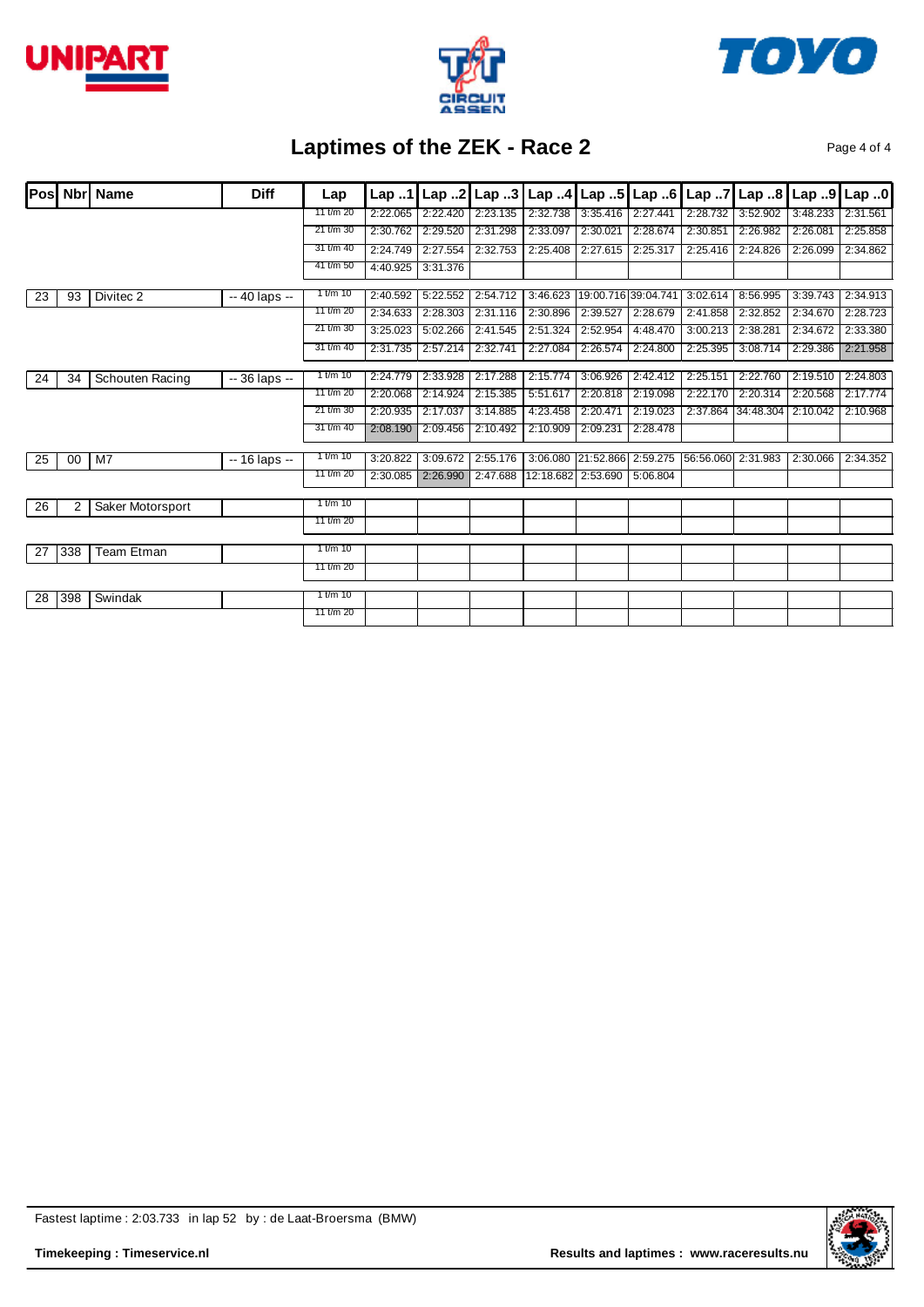# Laptimes of the ZEK - Race 2

| Pos | Nbr | Name | Diff | Lap | Lap ..1 | Lap ..2 | Lap ..3 | Lap ..4 | Lap ..5 | Lap ..6 | Lap ..7 | Lap ..8 | Lap ..9 | Lap ..0 |
|---|---|---|---|---|---|---|---|---|---|---|---|---|---|---|
| | | | | 11 t/m 20 | 2:22.065 | 2:22.420 | 2:23.135 | 2:32.738 | 3:35.416 | 2:27.441 | 2:28.732 | 3:52.902 | 3:48.233 | 2:31.561 |
| | | | | 21 t/m 30 | 2:30.762 | 2:29.520 | 2:31.298 | 2:33.097 | 2:30.021 | 2:28.674 | 2:30.851 | 2:26.982 | 2:26.081 | 2:25.858 |
| | | | | 31 t/m 40 | 2:24.749 | 2:27.554 | 2:32.753 | 2:25.408 | 2:27.615 | 2:25.317 | 2:25.416 | 2:24.826 | 2:26.099 | 2:34.862 |
| | | | | 41 t/m 50 | 4:40.925 | 3:31.376 | | | | | | | | |
| 23 | 93 | Divitec 2 | -- 40 laps -- | 1 t/m 10 | 2:40.592 | 5:22.552 | 2:54.712 | 3:46.623 | 19:00.716 | 39:04.741 | 3:02.614 | 8:56.995 | 3:39.743 | 2:34.913 |
| | | | | 11 t/m 20 | 2:34.633 | 2:28.303 | 2:31.116 | 2:30.896 | 2:39.527 | 2:28.679 | 2:41.858 | 2:32.852 | 2:34.670 | 2:28.723 |
| | | | | 21 t/m 30 | 3:25.023 | 5:02.266 | 2:41.545 | 2:51.324 | 2:52.954 | 4:48.470 | 3:00.213 | 2:38.281 | 2:34.672 | 2:33.380 |
| | | | | 31 t/m 40 | 2:31.735 | 2:57.214 | 2:32.741 | 2:27.084 | 2:26.574 | 2:24.800 | 2:25.395 | 3:08.714 | 2:29.386 | 2:21.958 |
| 24 | 34 | Schouten Racing | -- 36 laps -- | 1 t/m 10 | 2:24.779 | 2:33.928 | 2:17.288 | 2:15.774 | 3:06.926 | 2:42.412 | 2:25.151 | 2:22.760 | 2:19.510 | 2:24.803 |
| | | | | 11 t/m 20 | 2:20.068 | 2:14.924 | 2:15.385 | 5:51.617 | 2:20.818 | 2:19.098 | 2:22.170 | 2:20.314 | 2:20.568 | 2:17.774 |
| | | | | 21 t/m 30 | 2:20.935 | 2:17.037 | 3:14.885 | 4:23.458 | 2:20.471 | 2:19.023 | 2:37.864 | 34:48.304 | 2:10.042 | 2:10.968 |
| | | | | 31 t/m 40 | 2:08.190 | 2:09.456 | 2:10.492 | 2:10.909 | 2:09.231 | 2:28.478 | | | | |
| 25 | 00 | M7 | -- 16 laps -- | 1 t/m 10 | 3:20.822 | 3:09.672 | 2:55.176 | 3:06.080 | 21:52.866 | 2:59.275 | 56:56.060 | 2:31.983 | 2:30.066 | 2:34.352 |
| | | | | 11 t/m 20 | 2:30.085 | 2:26.990 | 2:47.688 | 12:18.682 | 2:53.690 | 5:06.804 | | | | |
| 26 | 2 | Saker Motorsport | | 1 t/m 10 | | | | | | | | | | |
| | | | | 11 t/m 20 | | | | | | | | | | |
| 27 | 338 | Team Etman | | 1 t/m 10 | | | | | | | | | | |
| | | | | 11 t/m 20 | | | | | | | | | | |
| 28 | 398 | Swindak | | 1 t/m 10 | | | | | | | | | | |
| | | | | 11 t/m 20 | | | | | | | | | | |

Fastest laptime : 2:03.733 in lap 52 by : de Laat-Broersma (BMW)

**Timekeeping : Timeservice.nl**

**Results and laptimes : www.raceresults.nu**